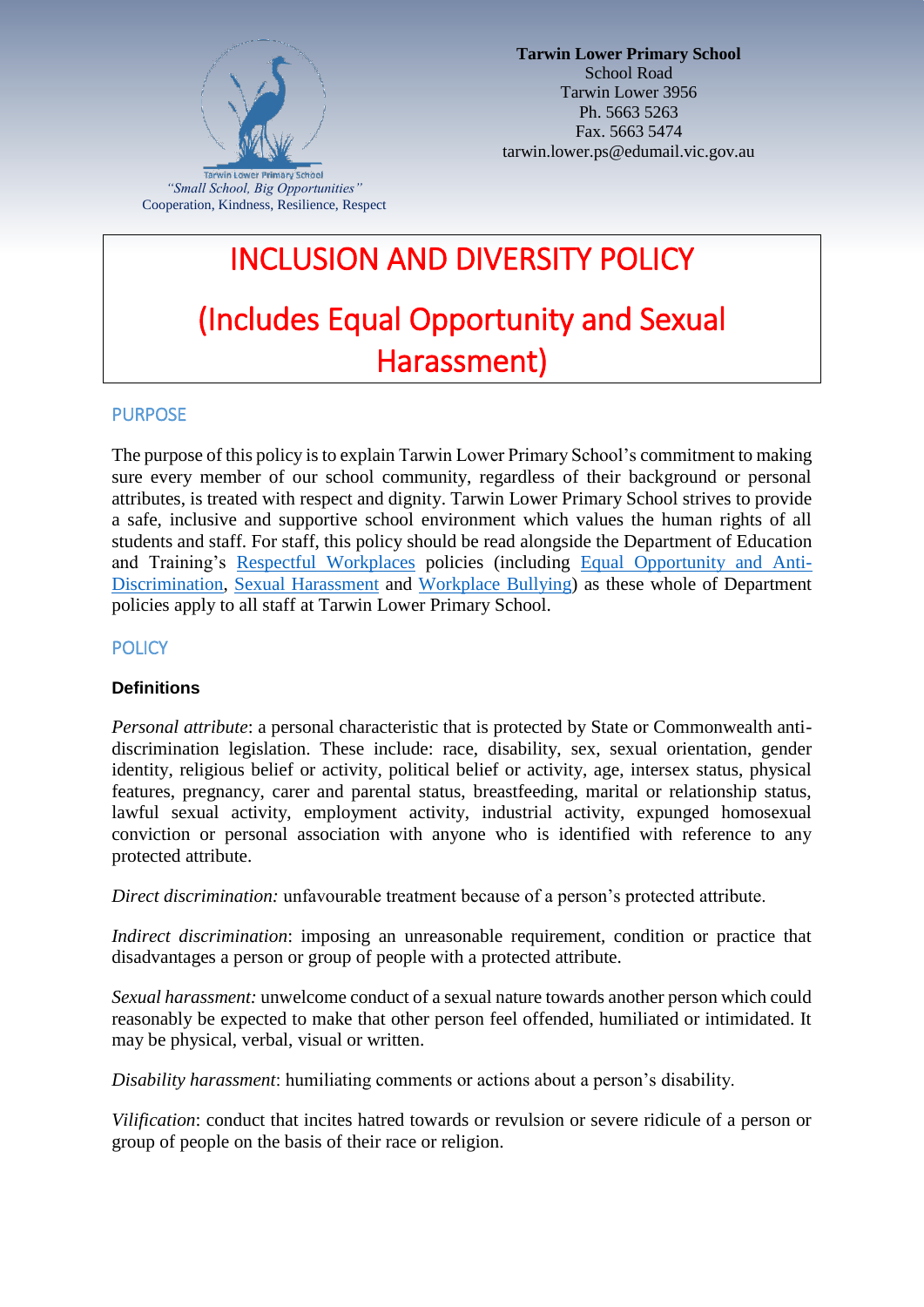Tarwin Lower Primary School
"Small School, Big Opportunities"
Cooperation, Kindness, Resilience, Respect

**Tarwin Lower Primary School**
School Road
Tarwin Lower 3956
Ph. 5663 5263
Fax. 5663 5474
tarwin.lower.ps@edumail.vic.gov.au

# INCLUSION AND DIVERSITY POLICY

# (Includes Equal Opportunity and Sexual Harassment)

## PURPOSE

The purpose of this policy is to explain Tarwin Lower Primary School's commitment to making sure every member of our school community, regardless of their background or personal attributes, is treated with respect and dignity. Tarwin Lower Primary School strives to provide a safe, inclusive and supportive school environment which values the human rights of all students and staff. For staff, this policy should be read alongside the Department of Education and Training's Respectful Workplaces policies (including Equal Opportunity and Anti-Discrimination, Sexual Harassment and Workplace Bullying) as these whole of Department policies apply to all staff at Tarwin Lower Primary School.

## POLICY

### Definitions

*Personal attribute*: a personal characteristic that is protected by State or Commonwealth anti-discrimination legislation. These include: race, disability, sex, sexual orientation, gender identity, religious belief or activity, political belief or activity, age, intersex status, physical features, pregnancy, carer and parental status, breastfeeding, marital or relationship status, lawful sexual activity, employment activity, industrial activity, expunged homosexual conviction or personal association with anyone who is identified with reference to any protected attribute.

*Direct discrimination:* unfavourable treatment because of a person's protected attribute.

*Indirect discrimination*: imposing an unreasonable requirement, condition or practice that disadvantages a person or group of people with a protected attribute.

*Sexual harassment:* unwelcome conduct of a sexual nature towards another person which could reasonably be expected to make that other person feel offended, humiliated or intimidated. It may be physical, verbal, visual or written.

*Disability harassment*: humiliating comments or actions about a person's disability.

*Vilification*: conduct that incites hatred towards or revulsion or severe ridicule of a person or group of people on the basis of their race or religion.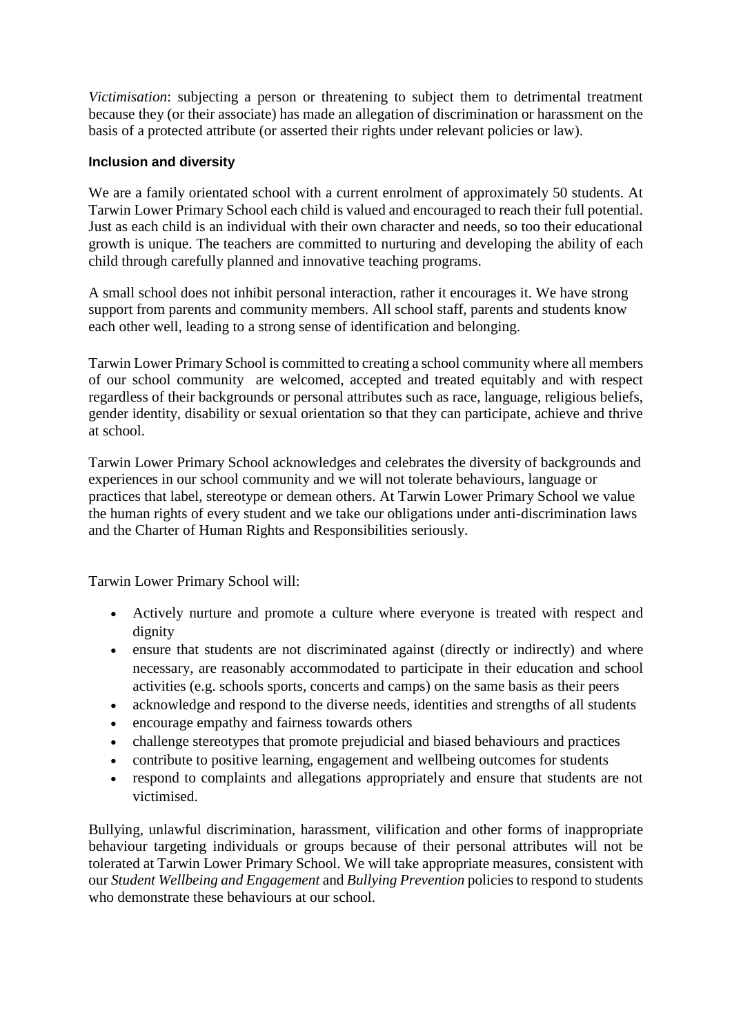*Victimisation*: subjecting a person or threatening to subject them to detrimental treatment because they (or their associate) has made an allegation of discrimination or harassment on the basis of a protected attribute (or asserted their rights under relevant policies or law).

**Inclusion and diversity**

We are a family orientated school with a current enrolment of approximately 50 students. At Tarwin Lower Primary School each child is valued and encouraged to reach their full potential. Just as each child is an individual with their own character and needs, so too their educational growth is unique. The teachers are committed to nurturing and developing the ability of each child through carefully planned and innovative teaching programs.

A small school does not inhibit personal interaction, rather it encourages it. We have strong support from parents and community members. All school staff, parents and students know each other well, leading to a strong sense of identification and belonging.

Tarwin Lower Primary School is committed to creating a school community where all members of our school community are welcomed, accepted and treated equitably and with respect regardless of their backgrounds or personal attributes such as race, language, religious beliefs, gender identity, disability or sexual orientation so that they can participate, achieve and thrive at school.

Tarwin Lower Primary School acknowledges and celebrates the diversity of backgrounds and experiences in our school community and we will not tolerate behaviours, language or practices that label, stereotype or demean others. At Tarwin Lower Primary School we value the human rights of every student and we take our obligations under anti-discrimination laws and the Charter of Human Rights and Responsibilities seriously.

Tarwin Lower Primary School will:

- Actively nurture and promote a culture where everyone is treated with respect and dignity
- ensure that students are not discriminated against (directly or indirectly) and where necessary, are reasonably accommodated to participate in their education and school activities (e.g. schools sports, concerts and camps) on the same basis as their peers
- acknowledge and respond to the diverse needs, identities and strengths of all students
- encourage empathy and fairness towards others
- challenge stereotypes that promote prejudicial and biased behaviours and practices
- contribute to positive learning, engagement and wellbeing outcomes for students
- respond to complaints and allegations appropriately and ensure that students are not victimised.

Bullying, unlawful discrimination, harassment, vilification and other forms of inappropriate behaviour targeting individuals or groups because of their personal attributes will not be tolerated at Tarwin Lower Primary School. We will take appropriate measures, consistent with our *Student Wellbeing and Engagement* and *Bullying Prevention* policies to respond to students who demonstrate these behaviours at our school.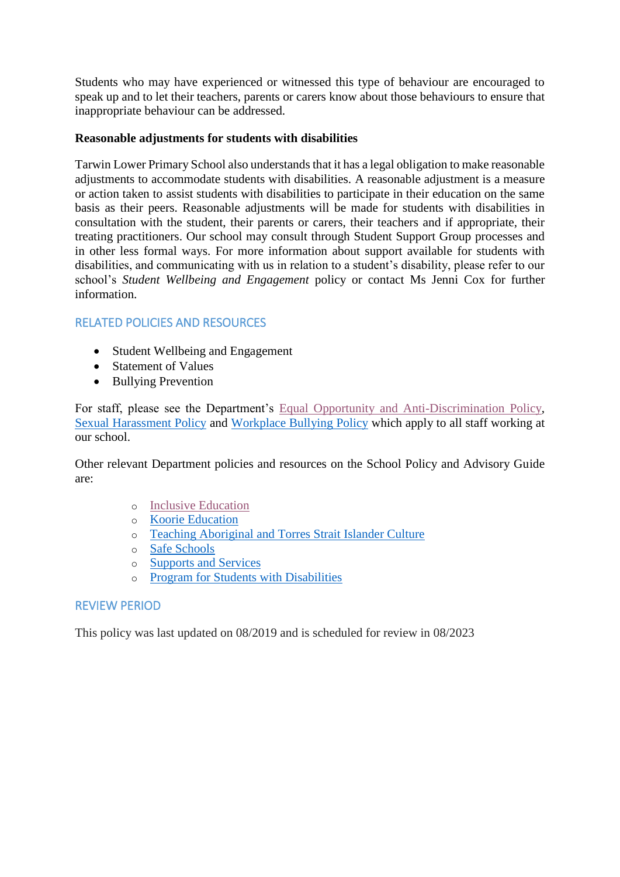Students who may have experienced or witnessed this type of behaviour are encouraged to speak up and to let their teachers, parents or carers know about those behaviours to ensure that inappropriate behaviour can be addressed.

**Reasonable adjustments for students with disabilities**

Tarwin Lower Primary School also understands that it has a legal obligation to make reasonable adjustments to accommodate students with disabilities. A reasonable adjustment is a measure or action taken to assist students with disabilities to participate in their education on the same basis as their peers. Reasonable adjustments will be made for students with disabilities in consultation with the student, their parents or carers, their teachers and if appropriate, their treating practitioners. Our school may consult through Student Support Group processes and in other less formal ways. For more information about support available for students with disabilities, and communicating with us in relation to a student's disability, please refer to our school's *Student Wellbeing and Engagement* policy or contact Ms Jenni Cox for further information.

## RELATED POLICIES AND RESOURCES

- Student Wellbeing and Engagement
- Statement of Values
- Bullying Prevention

For staff, please see the Department's Equal Opportunity and Anti-Discrimination Policy, Sexual Harassment Policy and Workplace Bullying Policy which apply to all staff working at our school.

Other relevant Department policies and resources on the School Policy and Advisory Guide are:

- Inclusive Education
- Koorie Education
- Teaching Aboriginal and Torres Strait Islander Culture
- Safe Schools
- Supports and Services
- Program for Students with Disabilities

## REVIEW PERIOD

This policy was last updated on 08/2019 and is scheduled for review in 08/2023